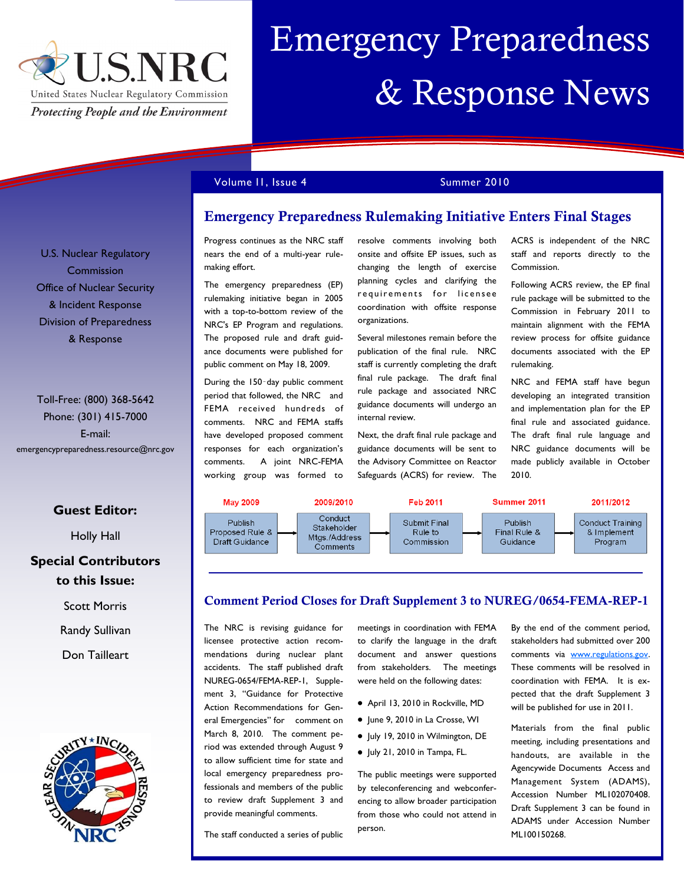# Emergency Preparedness & Response News

U.S.NRC
United States Nuclear Regulatory Commission
*Protecting People and the Environment*

Volume 11, Issue 4 — Summer 2010

U.S. Nuclear Regulatory Commission
Office of Nuclear Security & Incident Response
Division of Preparedness & Response

Toll-Free: (800) 368-5642
Phone: (301) 415-7000
E-mail:
emergencypreparedness.resource@nrc.gov

**Guest Editor:**

Holly Hall

**Special Contributors to this Issue:**

Scott Morris

Randy Sullivan

Don Tailleart

## Emergency Preparedness Rulemaking Initiative Enters Final Stages

Progress continues as the NRC staff nears the end of a multi-year rulemaking effort.

The emergency preparedness (EP) rulemaking initiative began in 2005 with a top-to-bottom review of the NRC's EP Program and regulations. The proposed rule and draft guidance documents were published for public comment on May 18, 2009.

During the 150-day public comment period that followed, the NRC and FEMA received hundreds of comments. NRC and FEMA staffs have developed proposed comment responses for each organization's comments. A joint NRC-FEMA working group was formed to resolve comments involving both onsite and offsite EP issues, such as changing the length of exercise planning cycles and clarifying the requirements for licensee coordination with offsite response organizations.

Several milestones remain before the publication of the final rule. NRC staff is currently completing the draft final rule package. The draft final rule package and associated NRC guidance documents will undergo an internal review.

Next, the draft final rule package and guidance documents will be sent to the Advisory Committee on Reactor Safeguards (ACRS) for review. The ACRS is independent of the NRC staff and reports directly to the Commission.

Following ACRS review, the EP final rule package will be submitted to the Commission in February 2011 to maintain alignment with the FEMA review process for offsite guidance documents associated with the EP rulemaking.

NRC and FEMA staff have begun developing an integrated transition and implementation plan for the EP final rule and associated guidance. The draft final rule language and NRC guidance documents will be made publicly available in October 2010.

| May 2009 | 2009/2010 | Feb 2011 | Summer 2011 | 2011/2012 |
|---|---|---|---|---|
| Publish Proposed Rule & Draft Guidance | Conduct Stakeholder Mtgs./Address Comments | Submit Final Rule to Commission | Publish Final Rule & Guidance | Conduct Training & Implement Program |

## Comment Period Closes for Draft Supplement 3 to NUREG/0654-FEMA-REP-1

The NRC is revising guidance for licensee protective action recommendations during nuclear plant accidents. The staff published draft NUREG-0654/FEMA-REP-1, Supplement 3, "Guidance for Protective Action Recommendations for General Emergencies" for comment on March 8, 2010. The comment period was extended through August 9 to allow sufficient time for state and local emergency preparedness professionals and members of the public to review draft Supplement 3 and provide meaningful comments.

The staff conducted a series of public meetings in coordination with FEMA to clarify the language in the draft document and answer questions from stakeholders. The meetings were held on the following dates:

- April 13, 2010 in Rockville, MD
- June 9, 2010 in La Crosse, WI
- July 19, 2010 in Wilmington, DE
- July 21, 2010 in Tampa, FL.

The public meetings were supported by teleconferencing and webconferencing to allow broader participation from those who could not attend in person.

By the end of the comment period, stakeholders had submitted over 200 comments via www.regulations.gov. These comments will be resolved in coordination with FEMA. It is expected that the draft Supplement 3 will be published for use in 2011.

Materials from the final public meeting, including presentations and handouts, are available in the Agencywide Documents Access and Management System (ADAMS), Accession Number ML102070408. Draft Supplement 3 can be found in ADAMS under Accession Number ML100150268.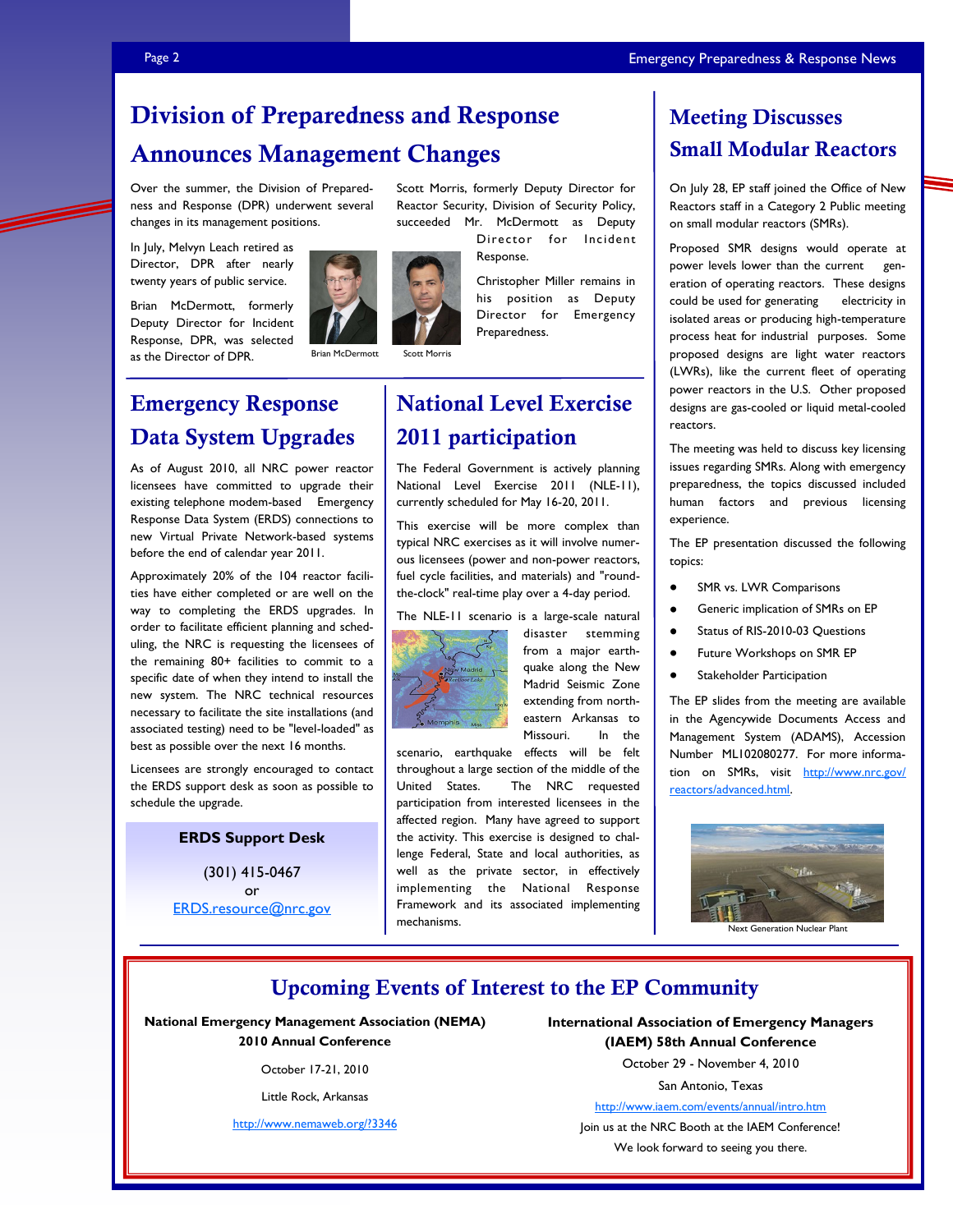## Division of Preparedness and Response Announces Management Changes

Over the summer, the Division of Preparedness and Response (DPR) underwent several changes in its management positions.

In July, Melvyn Leach retired as Director, DPR after nearly twenty years of public service.

Brian McDermott, formerly Deputy Director for Incident Response, DPR, was selected as the Director of DPR.

Brian McDermott

Scott Morris

Scott Morris, formerly Deputy Director for Reactor Security, Division of Security Policy, succeeded Mr. McDermott as Deputy Director for Incident Response.

Christopher Miller remains in his position as Deputy Director for Emergency Preparedness.

## Emergency Response Data System Upgrades

As of August 2010, all NRC power reactor licensees have committed to upgrade their existing telephone modem-based Emergency Response Data System (ERDS) connections to new Virtual Private Network-based systems before the end of calendar year 2011.

Approximately 20% of the 104 reactor facilities have either completed or are well on the way to completing the ERDS upgrades. In order to facilitate efficient planning and scheduling, the NRC is requesting the licensees of the remaining 80+ facilities to commit to a specific date of when they intend to install the new system. The NRC technical resources necessary to facilitate the site installations (and associated testing) need to be "level-loaded" as best as possible over the next 16 months.

Licensees are strongly encouraged to contact the ERDS support desk as soon as possible to schedule the upgrade.

**ERDS Support Desk**

(301) 415-0467

or

ERDS.resource@nrc.gov

## National Level Exercise 2011 participation

The Federal Government is actively planning National Level Exercise 2011 (NLE-11), currently scheduled for May 16-20, 2011.

This exercise will be more complex than typical NRC exercises as it will involve numerous licensees (power and non-power reactors, fuel cycle facilities, and materials) and "round-the-clock" real-time play over a 4-day period.

The NLE-11 scenario is a large-scale natural disaster stemming from a major earthquake along the New Madrid Seismic Zone extending from northeastern Arkansas to Missouri. In the scenario, earthquake effects will be felt throughout a large section of the middle of the United States. The NRC requested participation from interested licensees in the affected region. Many have agreed to support the activity. This exercise is designed to challenge Federal, State and local authorities, as well as the private sector, in effectively implementing the National Response Framework and its associated implementing mechanisms.

## Meeting Discusses Small Modular Reactors

On July 28, EP staff joined the Office of New Reactors staff in a Category 2 Public meeting on small modular reactors (SMRs).

Proposed SMR designs would operate at power levels lower than the current generation of operating reactors. These designs could be used for generating electricity in isolated areas or producing high-temperature process heat for industrial purposes. Some proposed designs are light water reactors (LWRs), like the current fleet of operating power reactors in the U.S. Other proposed designs are gas-cooled or liquid metal-cooled reactors.

The meeting was held to discuss key licensing issues regarding SMRs. Along with emergency preparedness, the topics discussed included human factors and previous licensing experience.

The EP presentation discussed the following topics:

- SMR vs. LWR Comparisons
- Generic implication of SMRs on EP
- Status of RIS-2010-03 Questions
- Future Workshops on SMR EP
- Stakeholder Participation

The EP slides from the meeting are available in the Agencywide Documents Access and Management System (ADAMS), Accession Number ML102080277. For more information on SMRs, visit http://www.nrc.gov/reactors/advanced.html.

Next Generation Nuclear Plant

## Upcoming Events of Interest to the EP Community

**National Emergency Management Association (NEMA) 2010 Annual Conference**

October 17-21, 2010

Little Rock, Arkansas

http://www.nemaweb.org/?3346

**International Association of Emergency Managers (IAEM) 58th Annual Conference**

October 29 - November 4, 2010

San Antonio, Texas

http://www.iaem.com/events/annual/intro.htm

Join us at the NRC Booth at the IAEM Conference!

We look forward to seeing you there.